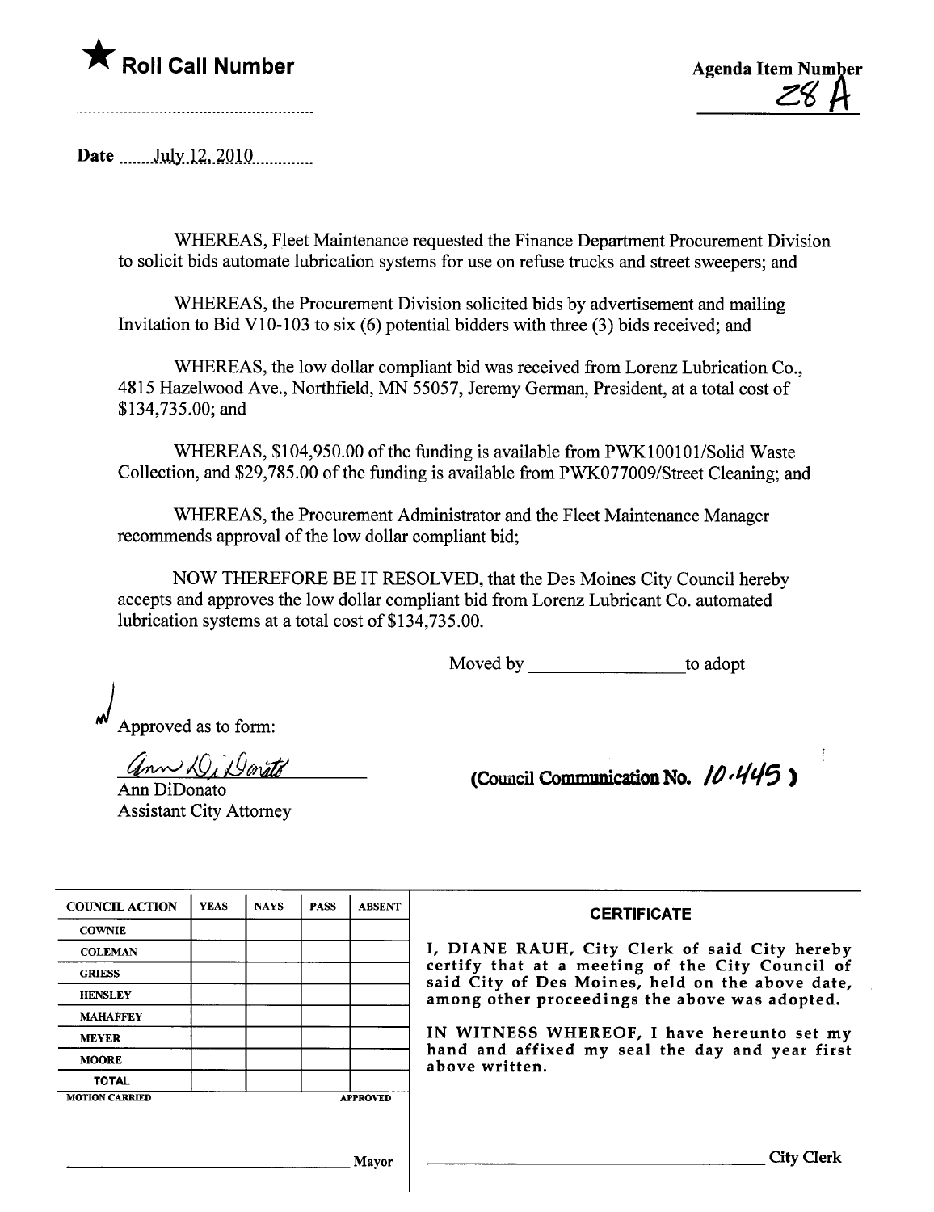★ **Roll Call Number**

..............................................................

**Agenda Item Number**
28 A

**Date** ......July 12, 2010............

WHEREAS, Fleet Maintenance requested the Finance Department Procurement Division to solicit bids automate lubrication systems for use on refuse trucks and street sweepers; and

WHEREAS, the Procurement Division solicited bids by advertisement and mailing Invitation to Bid V10-103 to six (6) potential bidders with three (3) bids received; and

WHEREAS, the low dollar compliant bid was received from Lorenz Lubrication Co., 4815 Hazelwood Ave., Northfield, MN 55057, Jeremy German, President, at a total cost of $134,735.00; and

WHEREAS, $104,950.00 of the funding is available from PWK100101/Solid Waste Collection, and $29,785.00 of the funding is available from PWK077009/Street Cleaning; and

WHEREAS, the Procurement Administrator and the Fleet Maintenance Manager recommends approval of the low dollar compliant bid;

NOW THEREFORE BE IT RESOLVED, that the Des Moines City Council hereby accepts and approves the low dollar compliant bid from Lorenz Lubricant Co. automated lubrication systems at a total cost of $134,735.00.

Moved by ________________ to adopt

Approved as to form:

Ann DiDonato
Ann DiDonato
Assistant City Attorney

**(Council Communication No. 10-445)**

| COUNCIL ACTION | YEAS | NAYS | PASS | ABSENT |
|---|---|---|---|---|
| COWNIE | | | | |
| COLEMAN | | | | |
| GRIESS | | | | |
| HENSLEY | | | | |
| MAHAFFEY | | | | |
| MEYER | | | | |
| MOORE | | | | |
| TOTAL | | | | |
| MOTION CARRIED | | | | APPROVED |

________________________________ Mayor

**CERTIFICATE**

I, DIANE RAUH, City Clerk of said City hereby certify that at a meeting of the City Council of said City of Des Moines, held on the above date, among other proceedings the above was adopted.

IN WITNESS WHEREOF, I have hereunto set my hand and affixed my seal the day and year first above written.

________________________________ City Clerk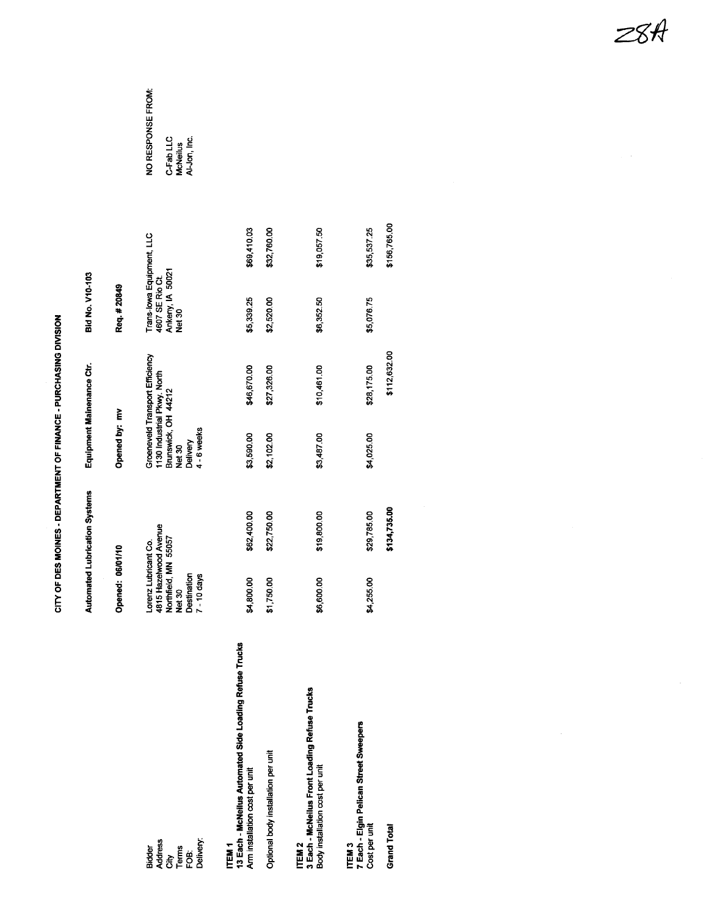28A

# CITY OF DES MOINES - DEPARTMENT OF FINANCE - PURCHASING DIVISION

**Automated Lubrication Systems** | **Equipment Mainenance Ctr.** | **Bid No. V10-103**

**Opened: 06/01/10** | **Opened by: mv** | **Req. # 20849**

| | | | | | | | |
|---|---|---|---|---|---|---|---|
| Bidder<br>Address<br>City<br>Terms<br>FOB:<br>Delivery: | Lorenz Lubricant Co.<br>4815 Hazelwood Avenue<br>Northfield, MN 55057<br>Net 30<br>Destination<br>7 - 10 days | | Groeneveld Transport Efficiency<br>1130 Industrial Pkwy. North<br>Brunswick, OH 44212<br>Net 30<br>Delivery<br>4 - 6 weeks | | Trans-Iowa Equipment, LLC<br>4607 SE Rio Ct.<br>Ankeny, IA 50021<br>Net 30 | | NO RESPONSE FROM:<br><br>C-Fab LLC<br>McNeilus<br>Al-Jon, Inc. |
| **ITEM 1**<br>**13 Each - McNeilus Automated Side Loading Refuse Trucks**<br>Arm installation cost per unit | $4,800.00 | $62,400.00 | $3,590.00 | $46,670.00 | $5,339.25 | $69,410.03 | |
| Optional body installation per unit | $1,750.00 | $22,750.00 | $2,102.00 | $27,326.00 | $2,520.00 | $32,760.00 | |
| **ITEM 2**<br>**3 Each - McNeilus Front Loading Refuse Trucks**<br>Body installation cost per unit | $6,600.00 | $19,800.00 | $3,487.00 | $10,461.00 | $6,352.50 | $19,057.50 | |
| **ITEM 3**<br>**7 Each - Elgin Pelican Street Sweepers**<br>Cost per unit | $4,255.00 | $29,785.00 | $4,025.00 | $28,175.00 | $5,076.75 | $35,537.25 | |
| **Grand Total** | | **$134,735.00** | | $112,632.00 | | $156,765.00 | |